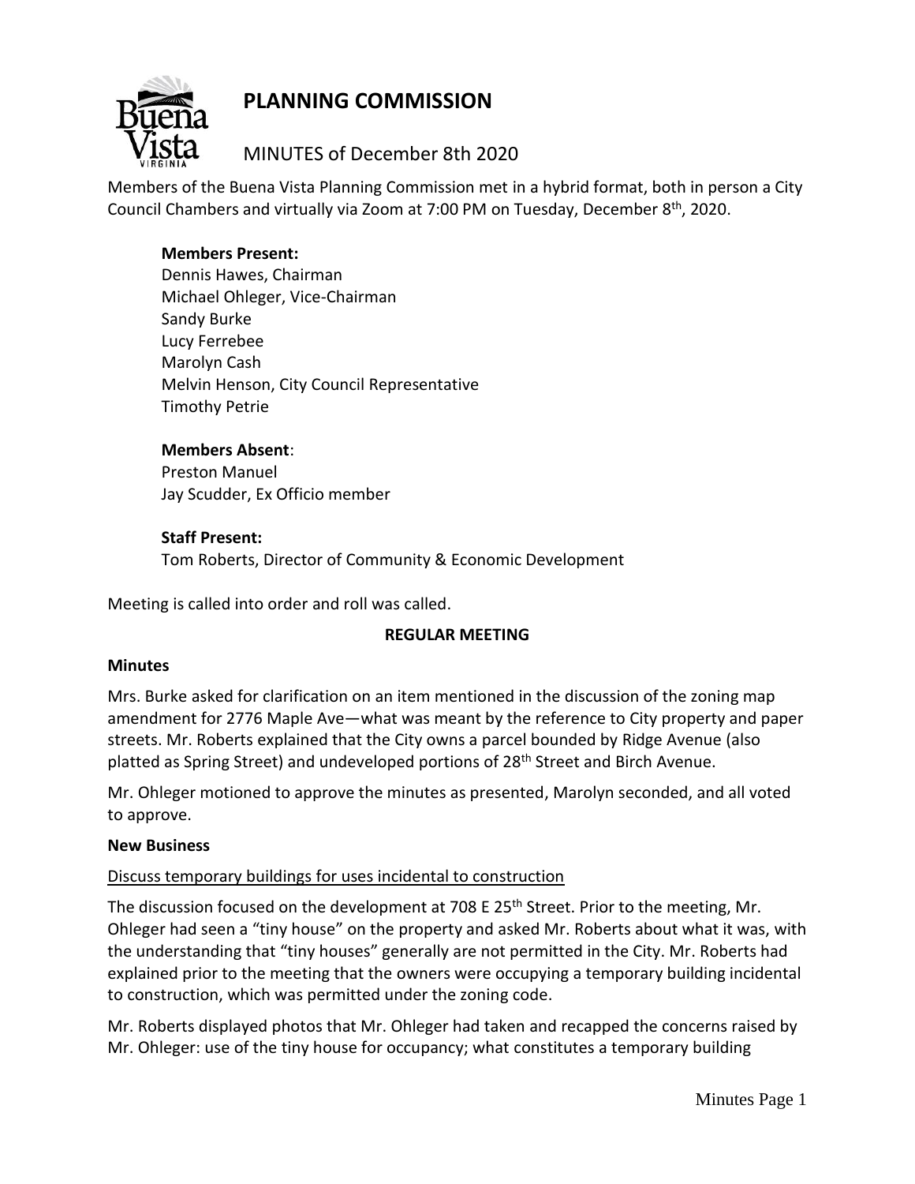# PLANNING COMMISSION

## MINUTES of December 8th 2020

Members of the Buena Vista Planning Commission met in a hybrid format, both in person a City Council Chambers and virtually via Zoom at 7:00 PM on Tuesday, December 8th, 2020.

**Members Present:**
Dennis Hawes, Chairman
Michael Ohleger, Vice-Chairman
Sandy Burke
Lucy Ferrebee
Marolyn Cash
Melvin Henson, City Council Representative
Timothy Petrie

**Members Absent**:
Preston Manuel
Jay Scudder, Ex Officio member

**Staff Present:**
Tom Roberts, Director of Community & Economic Development

Meeting is called into order and roll was called.

**REGULAR MEETING**

**Minutes**

Mrs. Burke asked for clarification on an item mentioned in the discussion of the zoning map amendment for 2776 Maple Ave—what was meant by the reference to City property and paper streets. Mr. Roberts explained that the City owns a parcel bounded by Ridge Avenue (also platted as Spring Street) and undeveloped portions of 28th Street and Birch Avenue.

Mr. Ohleger motioned to approve the minutes as presented, Marolyn seconded, and all voted to approve.

**New Business**

Discuss temporary buildings for uses incidental to construction

The discussion focused on the development at 708 E 25th Street. Prior to the meeting, Mr. Ohleger had seen a "tiny house" on the property and asked Mr. Roberts about what it was, with the understanding that "tiny houses" generally are not permitted in the City. Mr. Roberts had explained prior to the meeting that the owners were occupying a temporary building incidental to construction, which was permitted under the zoning code.

Mr. Roberts displayed photos that Mr. Ohleger had taken and recapped the concerns raised by Mr. Ohleger: use of the tiny house for occupancy; what constitutes a temporary building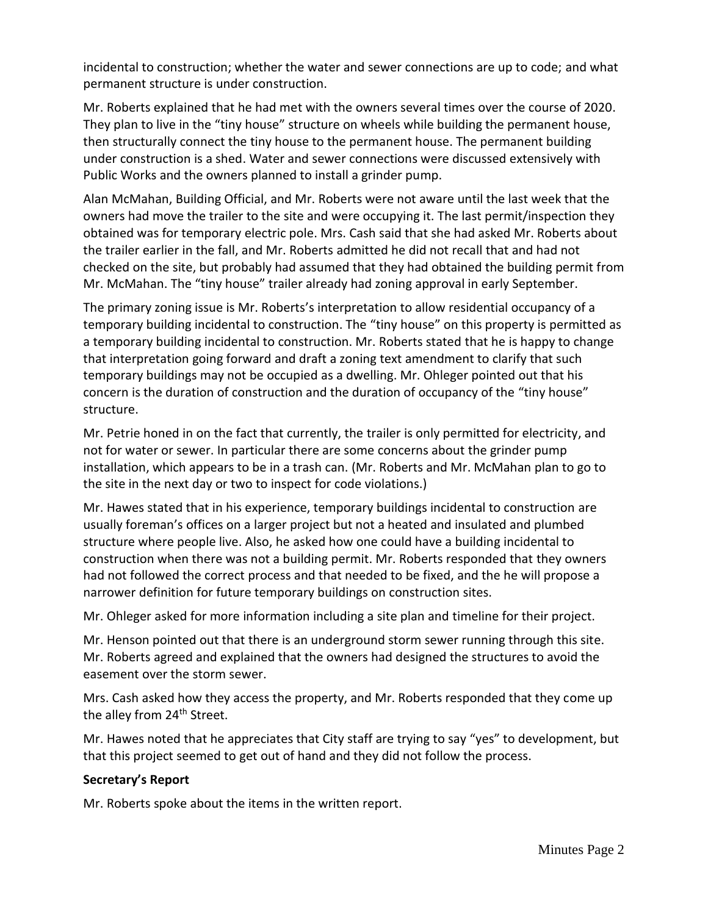incidental to construction; whether the water and sewer connections are up to code; and what permanent structure is under construction.

Mr. Roberts explained that he had met with the owners several times over the course of 2020. They plan to live in the “tiny house” structure on wheels while building the permanent house, then structurally connect the tiny house to the permanent house. The permanent building under construction is a shed. Water and sewer connections were discussed extensively with Public Works and the owners planned to install a grinder pump.

Alan McMahan, Building Official, and Mr. Roberts were not aware until the last week that the owners had move the trailer to the site and were occupying it. The last permit/inspection they obtained was for temporary electric pole. Mrs. Cash said that she had asked Mr. Roberts about the trailer earlier in the fall, and Mr. Roberts admitted he did not recall that and had not checked on the site, but probably had assumed that they had obtained the building permit from Mr. McMahan. The “tiny house” trailer already had zoning approval in early September.

The primary zoning issue is Mr. Roberts’s interpretation to allow residential occupancy of a temporary building incidental to construction. The “tiny house” on this property is permitted as a temporary building incidental to construction. Mr. Roberts stated that he is happy to change that interpretation going forward and draft a zoning text amendment to clarify that such temporary buildings may not be occupied as a dwelling. Mr. Ohleger pointed out that his concern is the duration of construction and the duration of occupancy of the “tiny house” structure.

Mr. Petrie honed in on the fact that currently, the trailer is only permitted for electricity, and not for water or sewer. In particular there are some concerns about the grinder pump installation, which appears to be in a trash can. (Mr. Roberts and Mr. McMahan plan to go to the site in the next day or two to inspect for code violations.)

Mr. Hawes stated that in his experience, temporary buildings incidental to construction are usually foreman’s offices on a larger project but not a heated and insulated and plumbed structure where people live. Also, he asked how one could have a building incidental to construction when there was not a building permit. Mr. Roberts responded that they owners had not followed the correct process and that needed to be fixed, and the he will propose a narrower definition for future temporary buildings on construction sites.

Mr. Ohleger asked for more information including a site plan and timeline for their project.

Mr. Henson pointed out that there is an underground storm sewer running through this site. Mr. Roberts agreed and explained that the owners had designed the structures to avoid the easement over the storm sewer.

Mrs. Cash asked how they access the property, and Mr. Roberts responded that they come up the alley from 24th Street.

Mr. Hawes noted that he appreciates that City staff are trying to say “yes” to development, but that this project seemed to get out of hand and they did not follow the process.

**Secretary’s Report**

Mr. Roberts spoke about the items in the written report.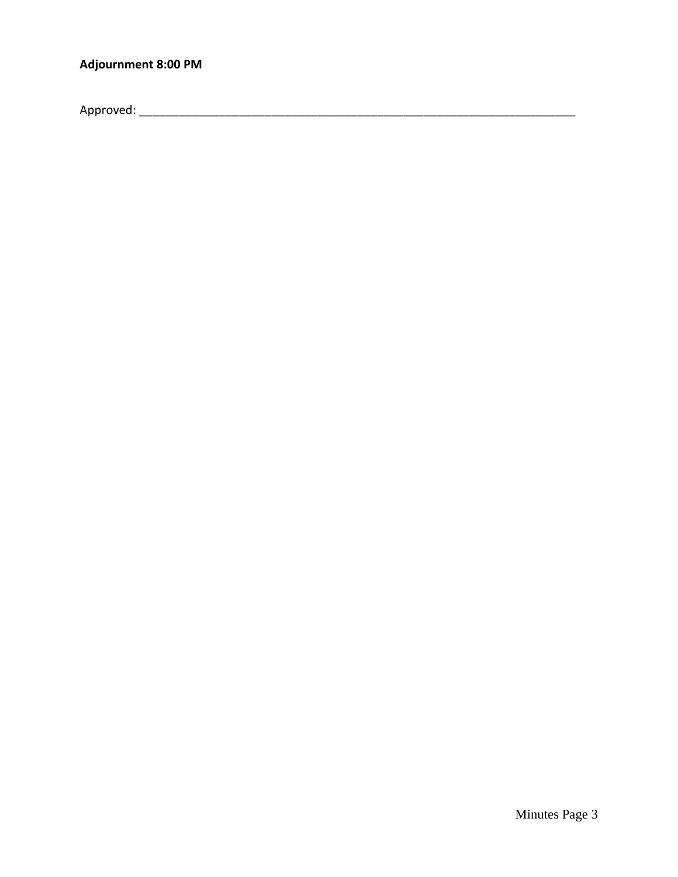**Adjournment 8:00 PM**

Approved: ___________________________________________________________________________